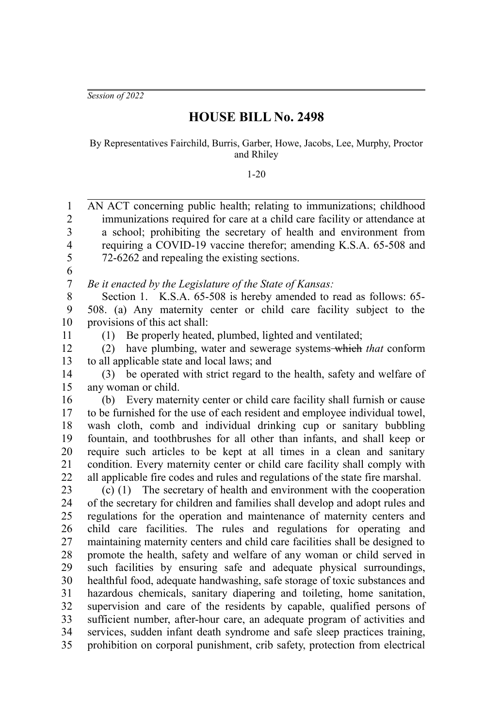*Session of 2022*

# HOUSE BILL No. 2498

By Representatives Fairchild, Burris, Garber, Howe, Jacobs, Lee, Murphy, Proctor and Rhiley

1-20

AN ACT concerning public health; relating to immunizations; childhood immunizations required for care at a child care facility or attendance at a school; prohibiting the secretary of health and environment from requiring a COVID-19 vaccine therefor; amending K.S.A. 65-508 and 72-6262 and repealing the existing sections.

*Be it enacted by the Legislature of the State of Kansas:*

Section 1. K.S.A. 65-508 is hereby amended to read as follows: 65-508. (a) Any maternity center or child care facility subject to the provisions of this act shall:

(1) Be properly heated, plumbed, lighted and ventilated;

(2) have plumbing, water and sewerage systems ~~which~~ *that* conform to all applicable state and local laws; and

(3) be operated with strict regard to the health, safety and welfare of any woman or child.

(b) Every maternity center or child care facility shall furnish or cause to be furnished for the use of each resident and employee individual towel, wash cloth, comb and individual drinking cup or sanitary bubbling fountain, and toothbrushes for all other than infants, and shall keep or require such articles to be kept at all times in a clean and sanitary condition. Every maternity center or child care facility shall comply with all applicable fire codes and rules and regulations of the state fire marshal.

(c) (1) The secretary of health and environment with the cooperation of the secretary for children and families shall develop and adopt rules and regulations for the operation and maintenance of maternity centers and child care facilities. The rules and regulations for operating and maintaining maternity centers and child care facilities shall be designed to promote the health, safety and welfare of any woman or child served in such facilities by ensuring safe and adequate physical surroundings, healthful food, adequate handwashing, safe storage of toxic substances and hazardous chemicals, sanitary diapering and toileting, home sanitation, supervision and care of the residents by capable, qualified persons of sufficient number, after-hour care, an adequate program of activities and services, sudden infant death syndrome and safe sleep practices training, prohibition on corporal punishment, crib safety, protection from electrical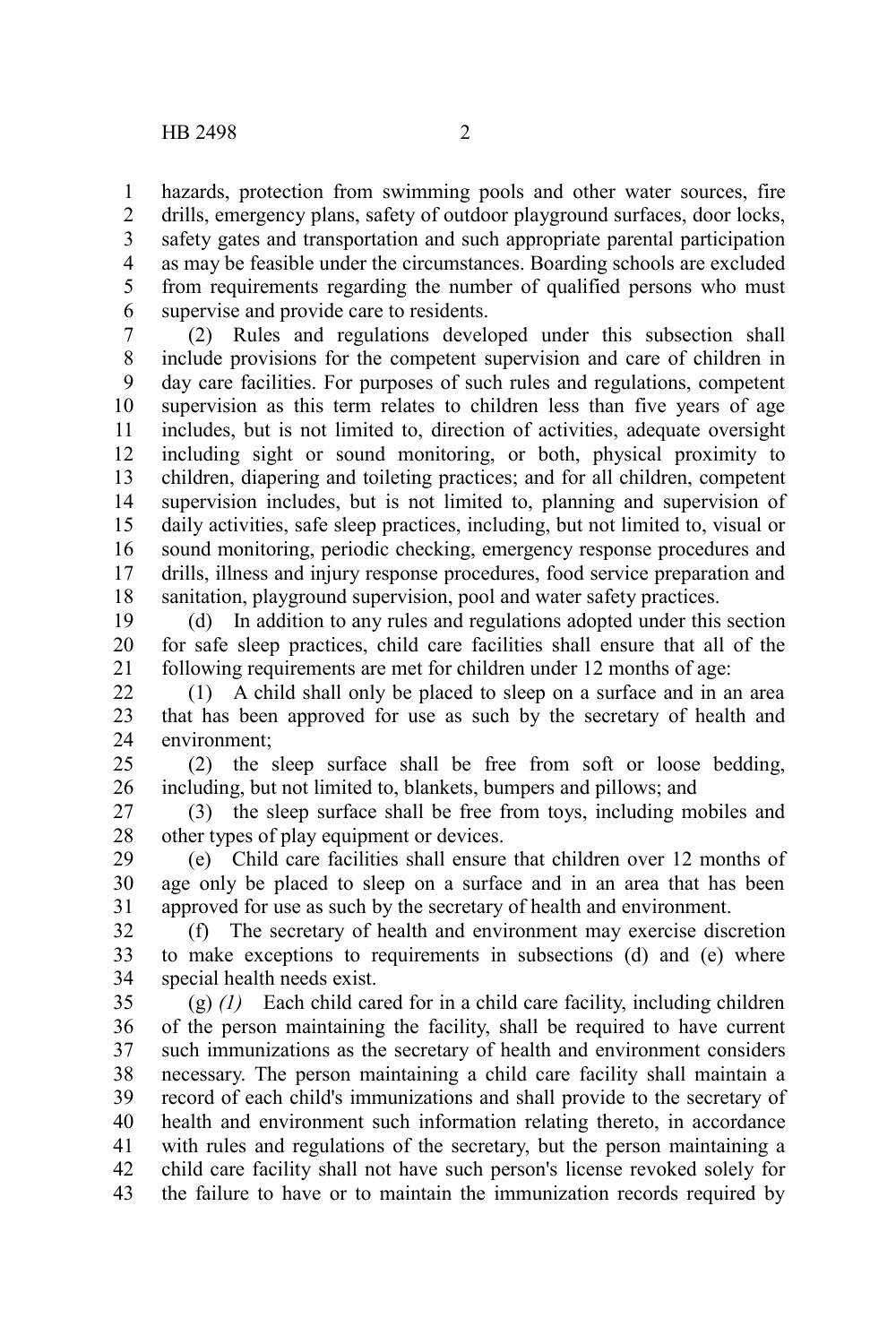hazards, protection from swimming pools and other water sources, fire drills, emergency plans, safety of outdoor playground surfaces, door locks, safety gates and transportation and such appropriate parental participation as may be feasible under the circumstances. Boarding schools are excluded from requirements regarding the number of qualified persons who must supervise and provide care to residents.

(2) Rules and regulations developed under this subsection shall include provisions for the competent supervision and care of children in day care facilities. For purposes of such rules and regulations, competent supervision as this term relates to children less than five years of age includes, but is not limited to, direction of activities, adequate oversight including sight or sound monitoring, or both, physical proximity to children, diapering and toileting practices; and for all children, competent supervision includes, but is not limited to, planning and supervision of daily activities, safe sleep practices, including, but not limited to, visual or sound monitoring, periodic checking, emergency response procedures and drills, illness and injury response procedures, food service preparation and sanitation, playground supervision, pool and water safety practices.

(d) In addition to any rules and regulations adopted under this section for safe sleep practices, child care facilities shall ensure that all of the following requirements are met for children under 12 months of age:

(1) A child shall only be placed to sleep on a surface and in an area that has been approved for use as such by the secretary of health and environment;

(2) the sleep surface shall be free from soft or loose bedding, including, but not limited to, blankets, bumpers and pillows; and

(3) the sleep surface shall be free from toys, including mobiles and other types of play equipment or devices.

(e) Child care facilities shall ensure that children over 12 months of age only be placed to sleep on a surface and in an area that has been approved for use as such by the secretary of health and environment.

(f) The secretary of health and environment may exercise discretion to make exceptions to requirements in subsections (d) and (e) where special health needs exist.

(g) *(1)* Each child cared for in a child care facility, including children of the person maintaining the facility, shall be required to have current such immunizations as the secretary of health and environment considers necessary. The person maintaining a child care facility shall maintain a record of each child's immunizations and shall provide to the secretary of health and environment such information relating thereto, in accordance with rules and regulations of the secretary, but the person maintaining a child care facility shall not have such person's license revoked solely for the failure to have or to maintain the immunization records required by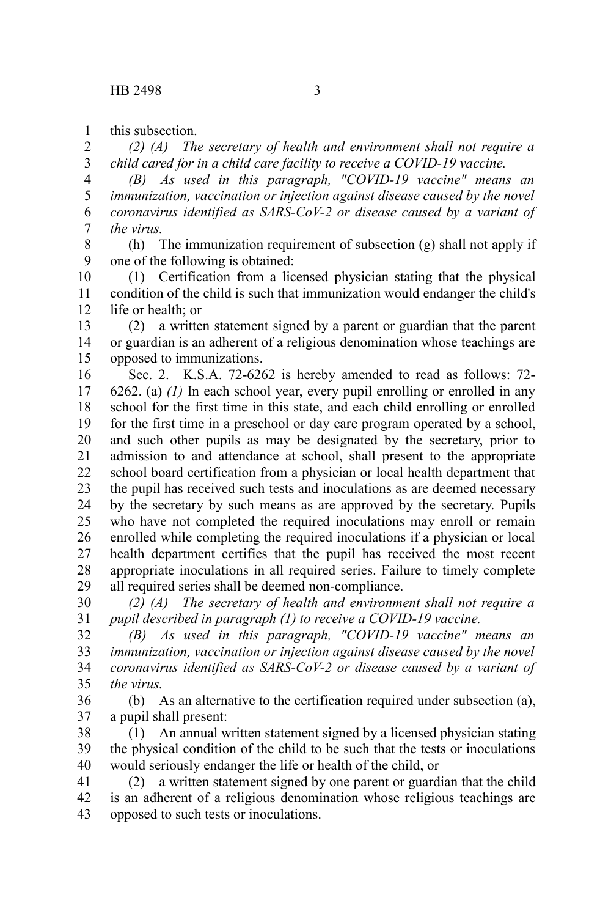this subsection.

*(2) (A) The secretary of health and environment shall not require a child cared for in a child care facility to receive a COVID-19 vaccine.*

*(B) As used in this paragraph, "COVID-19 vaccine" means an immunization, vaccination or injection against disease caused by the novel coronavirus identified as SARS-CoV-2 or disease caused by a variant of the virus.*

(h) The immunization requirement of subsection (g) shall not apply if one of the following is obtained:

(1) Certification from a licensed physician stating that the physical condition of the child is such that immunization would endanger the child's life or health; or

(2) a written statement signed by a parent or guardian that the parent or guardian is an adherent of a religious denomination whose teachings are opposed to immunizations.

Sec. 2. K.S.A. 72-6262 is hereby amended to read as follows: 72-6262. (a) *(1)* In each school year, every pupil enrolling or enrolled in any school for the first time in this state, and each child enrolling or enrolled for the first time in a preschool or day care program operated by a school, and such other pupils as may be designated by the secretary, prior to admission to and attendance at school, shall present to the appropriate school board certification from a physician or local health department that the pupil has received such tests and inoculations as are deemed necessary by the secretary by such means as are approved by the secretary. Pupils who have not completed the required inoculations may enroll or remain enrolled while completing the required inoculations if a physician or local health department certifies that the pupil has received the most recent appropriate inoculations in all required series. Failure to timely complete all required series shall be deemed non-compliance.

*(2) (A) The secretary of health and environment shall not require a pupil described in paragraph (1) to receive a COVID-19 vaccine.*

*(B) As used in this paragraph, "COVID-19 vaccine" means an immunization, vaccination or injection against disease caused by the novel coronavirus identified as SARS-CoV-2 or disease caused by a variant of the virus.*

(b) As an alternative to the certification required under subsection (a), a pupil shall present:

(1) An annual written statement signed by a licensed physician stating the physical condition of the child to be such that the tests or inoculations would seriously endanger the life or health of the child, or

(2) a written statement signed by one parent or guardian that the child is an adherent of a religious denomination whose religious teachings are opposed to such tests or inoculations.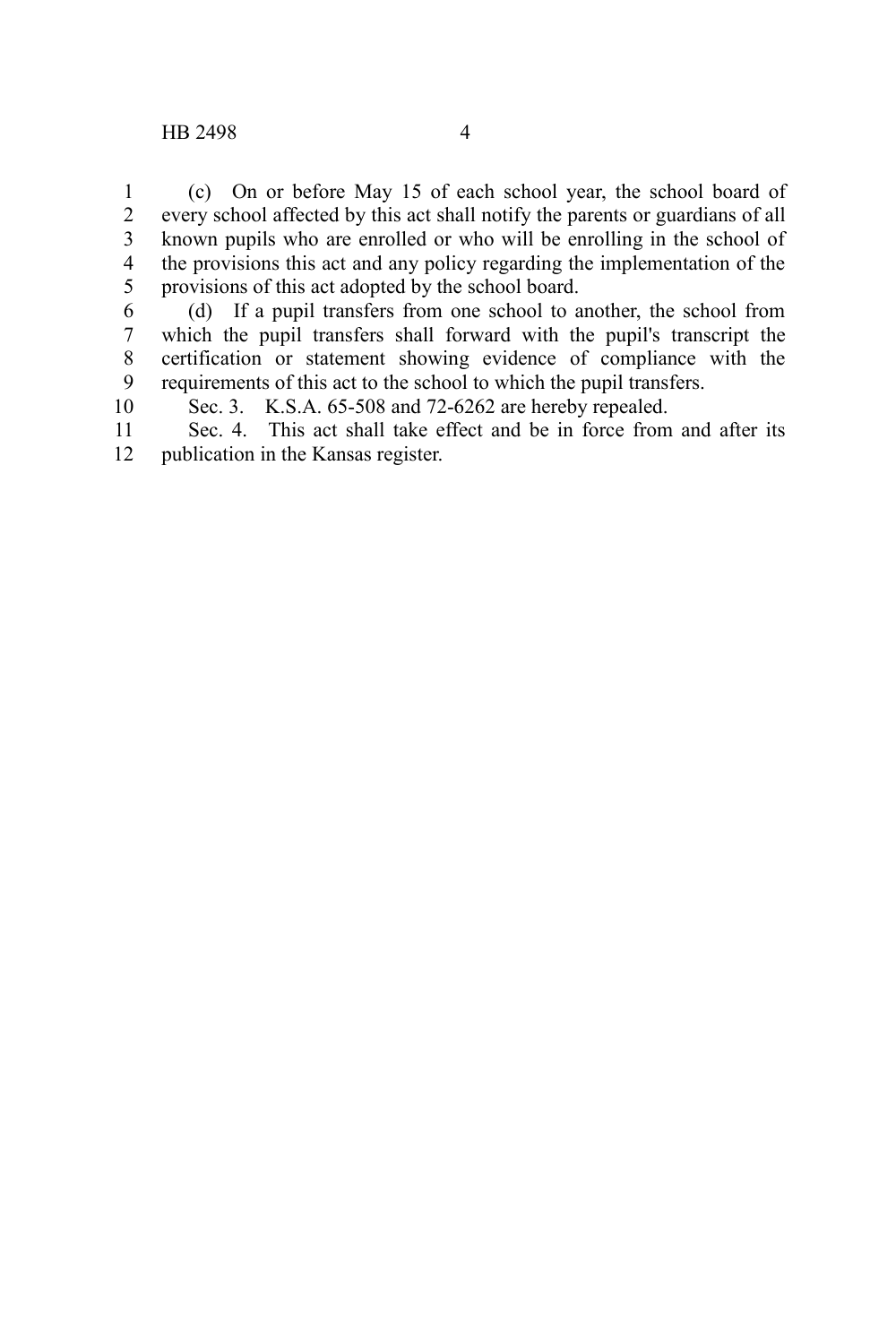(c) On or before May 15 of each school year, the school board of every school affected by this act shall notify the parents or guardians of all known pupils who are enrolled or who will be enrolling in the school of the provisions this act and any policy regarding the implementation of the provisions of this act adopted by the school board.

(d) If a pupil transfers from one school to another, the school from which the pupil transfers shall forward with the pupil's transcript the certification or statement showing evidence of compliance with the requirements of this act to the school to which the pupil transfers.

Sec. 3. K.S.A. 65-508 and 72-6262 are hereby repealed.

Sec. 4. This act shall take effect and be in force from and after its publication in the Kansas register.